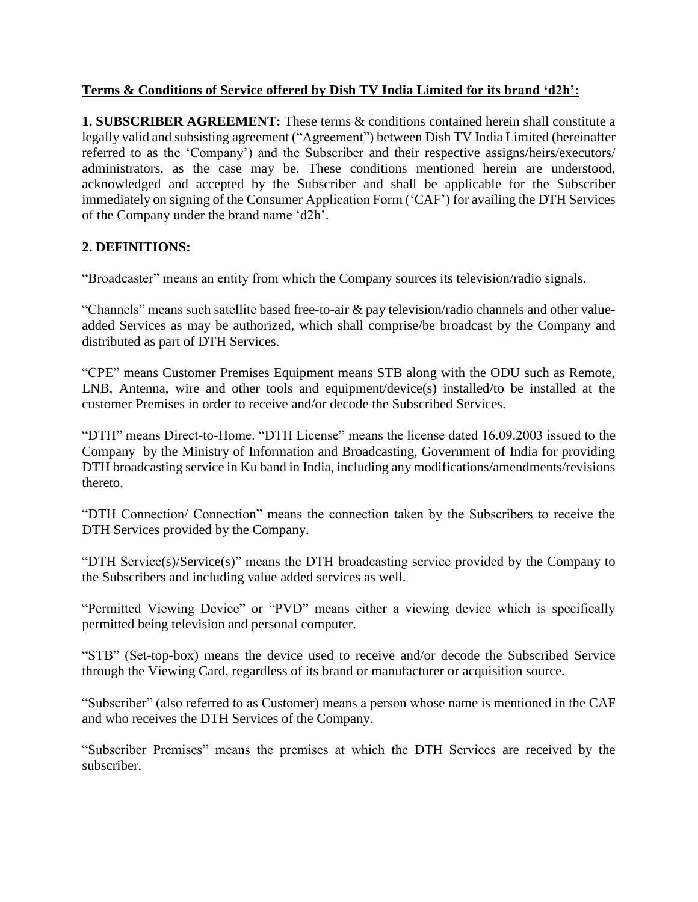**Terms & Conditions of Service offered by Dish TV India Limited for its brand 'd2h':**

**1. SUBSCRIBER AGREEMENT:** These terms & conditions contained herein shall constitute a legally valid and subsisting agreement ("Agreement") between Dish TV India Limited (hereinafter referred to as the 'Company') and the Subscriber and their respective assigns/heirs/executors/ administrators, as the case may be. These conditions mentioned herein are understood, acknowledged and accepted by the Subscriber and shall be applicable for the Subscriber immediately on signing of the Consumer Application Form ('CAF') for availing the DTH Services of the Company under the brand name 'd2h'.

**2. DEFINITIONS:**

"Broadcaster" means an entity from which the Company sources its television/radio signals.

"Channels" means such satellite based free-to-air & pay television/radio channels and other value-added Services as may be authorized, which shall comprise/be broadcast by the Company and distributed as part of DTH Services.

"CPE" means Customer Premises Equipment means STB along with the ODU such as Remote, LNB, Antenna, wire and other tools and equipment/device(s) installed/to be installed at the customer Premises in order to receive and/or decode the Subscribed Services.

"DTH" means Direct-to-Home. "DTH License" means the license dated 16.09.2003 issued to the Company by the Ministry of Information and Broadcasting, Government of India for providing DTH broadcasting service in Ku band in India, including any modifications/amendments/revisions thereto.

"DTH Connection/ Connection" means the connection taken by the Subscribers to receive the DTH Services provided by the Company.

"DTH Service(s)/Service(s)" means the DTH broadcasting service provided by the Company to the Subscribers and including value added services as well.

"Permitted Viewing Device" or "PVD" means either a viewing device which is specifically permitted being television and personal computer.

"STB" (Set-top-box) means the device used to receive and/or decode the Subscribed Service through the Viewing Card, regardless of its brand or manufacturer or acquisition source.

"Subscriber" (also referred to as Customer) means a person whose name is mentioned in the CAF and who receives the DTH Services of the Company.

"Subscriber Premises" means the premises at which the DTH Services are received by the subscriber.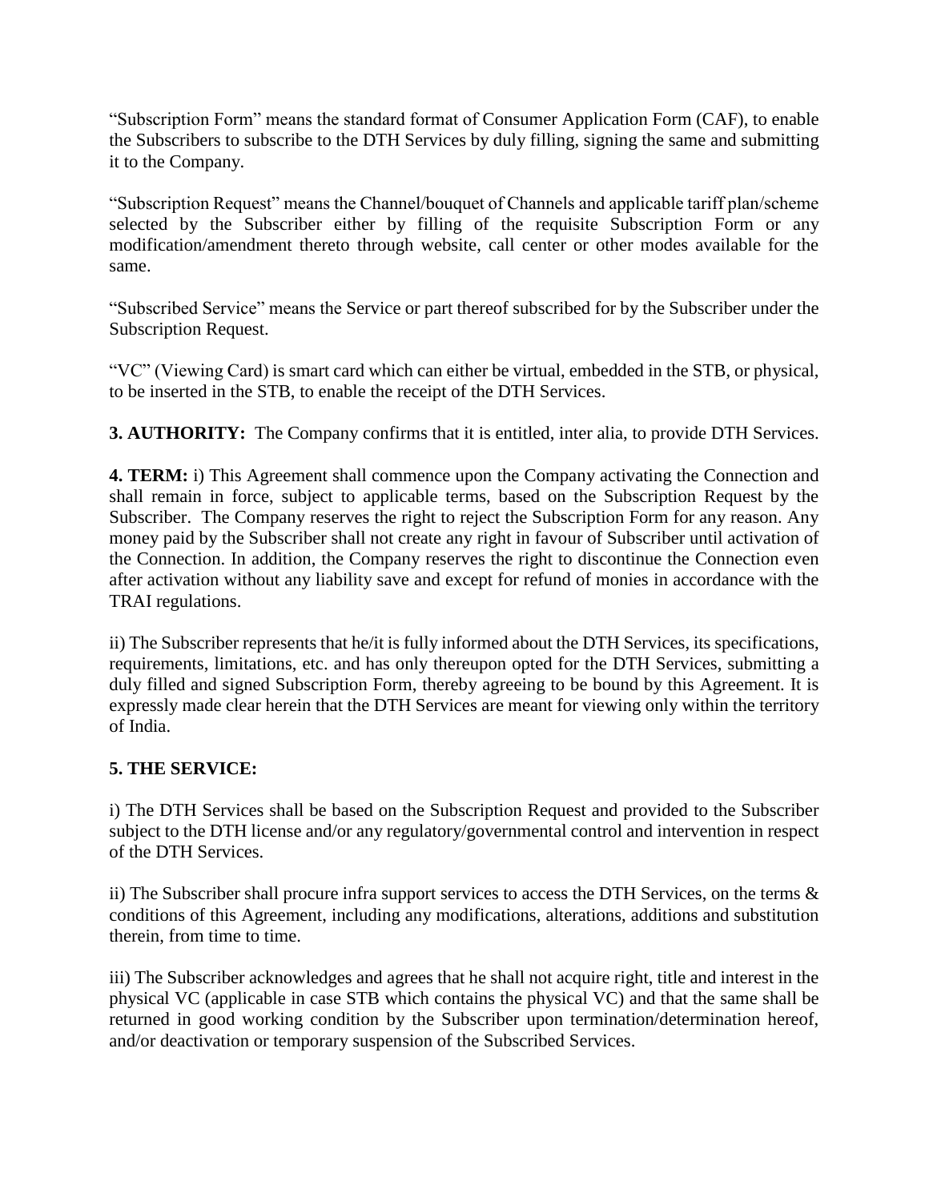"Subscription Form" means the standard format of Consumer Application Form (CAF), to enable the Subscribers to subscribe to the DTH Services by duly filling, signing the same and submitting it to the Company.

"Subscription Request" means the Channel/bouquet of Channels and applicable tariff plan/scheme selected by the Subscriber either by filling of the requisite Subscription Form or any modification/amendment thereto through website, call center or other modes available for the same.

"Subscribed Service" means the Service or part thereof subscribed for by the Subscriber under the Subscription Request.

"VC" (Viewing Card) is smart card which can either be virtual, embedded in the STB, or physical, to be inserted in the STB, to enable the receipt of the DTH Services.

**3. AUTHORITY:** The Company confirms that it is entitled, inter alia, to provide DTH Services.

**4. TERM:** i) This Agreement shall commence upon the Company activating the Connection and shall remain in force, subject to applicable terms, based on the Subscription Request by the Subscriber. The Company reserves the right to reject the Subscription Form for any reason. Any money paid by the Subscriber shall not create any right in favour of Subscriber until activation of the Connection. In addition, the Company reserves the right to discontinue the Connection even after activation without any liability save and except for refund of monies in accordance with the TRAI regulations.

ii) The Subscriber represents that he/it is fully informed about the DTH Services, its specifications, requirements, limitations, etc. and has only thereupon opted for the DTH Services, submitting a duly filled and signed Subscription Form, thereby agreeing to be bound by this Agreement. It is expressly made clear herein that the DTH Services are meant for viewing only within the territory of India.

**5. THE SERVICE:**

i) The DTH Services shall be based on the Subscription Request and provided to the Subscriber subject to the DTH license and/or any regulatory/governmental control and intervention in respect of the DTH Services.

ii) The Subscriber shall procure infra support services to access the DTH Services, on the terms & conditions of this Agreement, including any modifications, alterations, additions and substitution therein, from time to time.

iii) The Subscriber acknowledges and agrees that he shall not acquire right, title and interest in the physical VC (applicable in case STB which contains the physical VC) and that the same shall be returned in good working condition by the Subscriber upon termination/determination hereof, and/or deactivation or temporary suspension of the Subscribed Services.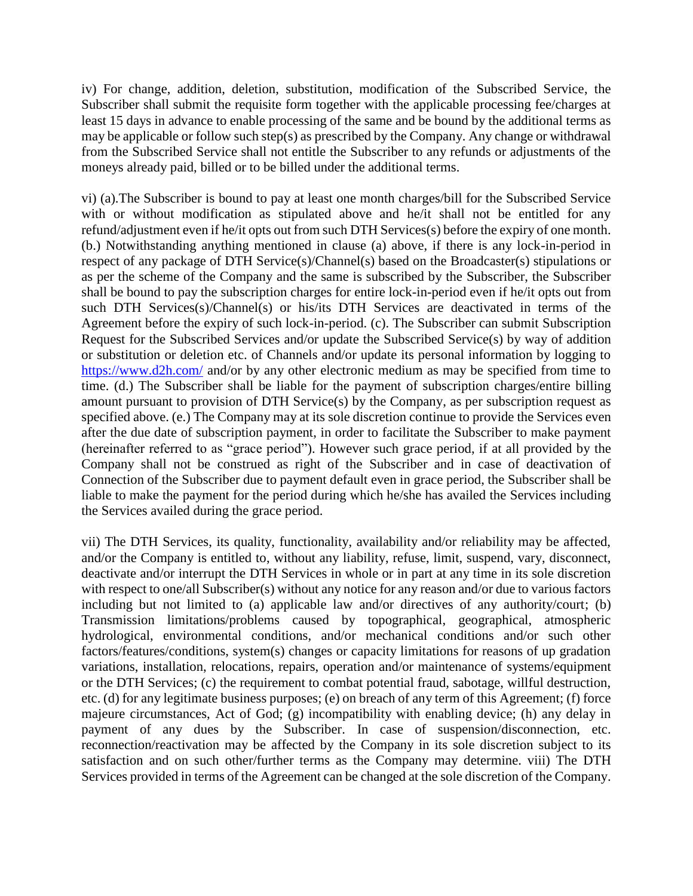iv) For change, addition, deletion, substitution, modification of the Subscribed Service, the Subscriber shall submit the requisite form together with the applicable processing fee/charges at least 15 days in advance to enable processing of the same and be bound by the additional terms as may be applicable or follow such step(s) as prescribed by the Company. Any change or withdrawal from the Subscribed Service shall not entitle the Subscriber to any refunds or adjustments of the moneys already paid, billed or to be billed under the additional terms.

vi) (a).The Subscriber is bound to pay at least one month charges/bill for the Subscribed Service with or without modification as stipulated above and he/it shall not be entitled for any refund/adjustment even if he/it opts out from such DTH Services(s) before the expiry of one month. (b.) Notwithstanding anything mentioned in clause (a) above, if there is any lock-in-period in respect of any package of DTH Service(s)/Channel(s) based on the Broadcaster(s) stipulations or as per the scheme of the Company and the same is subscribed by the Subscriber, the Subscriber shall be bound to pay the subscription charges for entire lock-in-period even if he/it opts out from such DTH Services(s)/Channel(s) or his/its DTH Services are deactivated in terms of the Agreement before the expiry of such lock-in-period. (c). The Subscriber can submit Subscription Request for the Subscribed Services and/or update the Subscribed Service(s) by way of addition or substitution or deletion etc. of Channels and/or update its personal information by logging to https://www.d2h.com/ and/or by any other electronic medium as may be specified from time to time. (d.) The Subscriber shall be liable for the payment of subscription charges/entire billing amount pursuant to provision of DTH Service(s) by the Company, as per subscription request as specified above. (e.) The Company may at its sole discretion continue to provide the Services even after the due date of subscription payment, in order to facilitate the Subscriber to make payment (hereinafter referred to as "grace period"). However such grace period, if at all provided by the Company shall not be construed as right of the Subscriber and in case of deactivation of Connection of the Subscriber due to payment default even in grace period, the Subscriber shall be liable to make the payment for the period during which he/she has availed the Services including the Services availed during the grace period.

vii) The DTH Services, its quality, functionality, availability and/or reliability may be affected, and/or the Company is entitled to, without any liability, refuse, limit, suspend, vary, disconnect, deactivate and/or interrupt the DTH Services in whole or in part at any time in its sole discretion with respect to one/all Subscriber(s) without any notice for any reason and/or due to various factors including but not limited to (a) applicable law and/or directives of any authority/court; (b) Transmission limitations/problems caused by topographical, geographical, atmospheric hydrological, environmental conditions, and/or mechanical conditions and/or such other factors/features/conditions, system(s) changes or capacity limitations for reasons of up gradation variations, installation, relocations, repairs, operation and/or maintenance of systems/equipment or the DTH Services; (c) the requirement to combat potential fraud, sabotage, willful destruction, etc. (d) for any legitimate business purposes; (e) on breach of any term of this Agreement; (f) force majeure circumstances, Act of God; (g) incompatibility with enabling device; (h) any delay in payment of any dues by the Subscriber. In case of suspension/disconnection, etc. reconnection/reactivation may be affected by the Company in its sole discretion subject to its satisfaction and on such other/further terms as the Company may determine. viii) The DTH Services provided in terms of the Agreement can be changed at the sole discretion of the Company.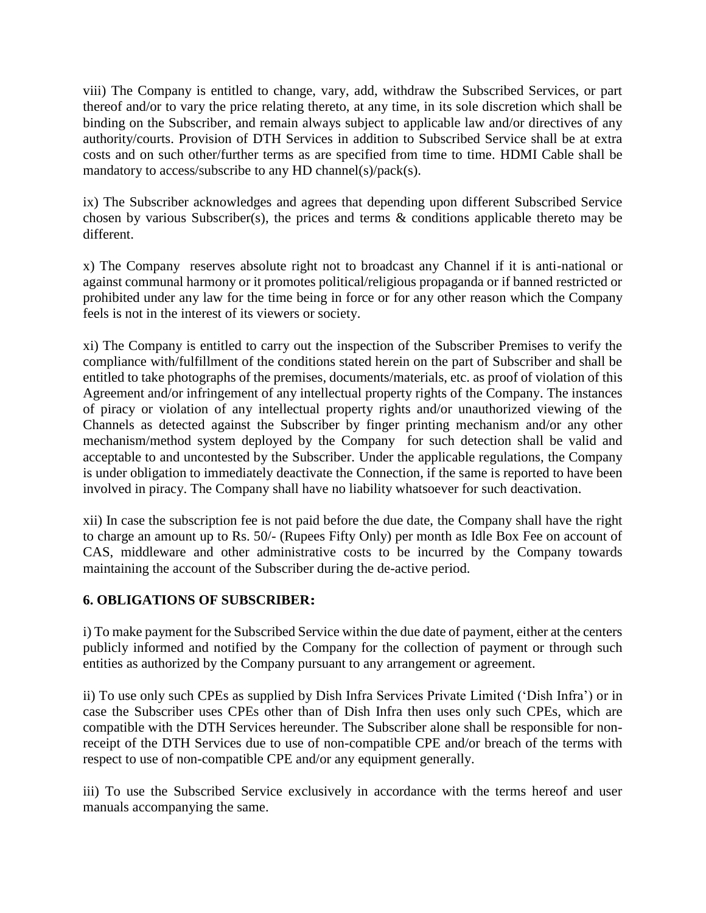viii) The Company is entitled to change, vary, add, withdraw the Subscribed Services, or part thereof and/or to vary the price relating thereto, at any time, in its sole discretion which shall be binding on the Subscriber, and remain always subject to applicable law and/or directives of any authority/courts. Provision of DTH Services in addition to Subscribed Service shall be at extra costs and on such other/further terms as are specified from time to time. HDMI Cable shall be mandatory to access/subscribe to any HD channel(s)/pack(s).

ix) The Subscriber acknowledges and agrees that depending upon different Subscribed Service chosen by various Subscriber(s), the prices and terms & conditions applicable thereto may be different.

x) The Company reserves absolute right not to broadcast any Channel if it is anti-national or against communal harmony or it promotes political/religious propaganda or if banned restricted or prohibited under any law for the time being in force or for any other reason which the Company feels is not in the interest of its viewers or society.

xi) The Company is entitled to carry out the inspection of the Subscriber Premises to verify the compliance with/fulfillment of the conditions stated herein on the part of Subscriber and shall be entitled to take photographs of the premises, documents/materials, etc. as proof of violation of this Agreement and/or infringement of any intellectual property rights of the Company. The instances of piracy or violation of any intellectual property rights and/or unauthorized viewing of the Channels as detected against the Subscriber by finger printing mechanism and/or any other mechanism/method system deployed by the Company for such detection shall be valid and acceptable to and uncontested by the Subscriber. Under the applicable regulations, the Company is under obligation to immediately deactivate the Connection, if the same is reported to have been involved in piracy. The Company shall have no liability whatsoever for such deactivation.

xii) In case the subscription fee is not paid before the due date, the Company shall have the right to charge an amount up to Rs. 50/- (Rupees Fifty Only) per month as Idle Box Fee on account of CAS, middleware and other administrative costs to be incurred by the Company towards maintaining the account of the Subscriber during the de-active period.

## 6. OBLIGATIONS OF SUBSCRIBER:

i) To make payment for the Subscribed Service within the due date of payment, either at the centers publicly informed and notified by the Company for the collection of payment or through such entities as authorized by the Company pursuant to any arrangement or agreement.

ii) To use only such CPEs as supplied by Dish Infra Services Private Limited ('Dish Infra') or in case the Subscriber uses CPEs other than of Dish Infra then uses only such CPEs, which are compatible with the DTH Services hereunder. The Subscriber alone shall be responsible for non-receipt of the DTH Services due to use of non-compatible CPE and/or breach of the terms with respect to use of non-compatible CPE and/or any equipment generally.

iii) To use the Subscribed Service exclusively in accordance with the terms hereof and user manuals accompanying the same.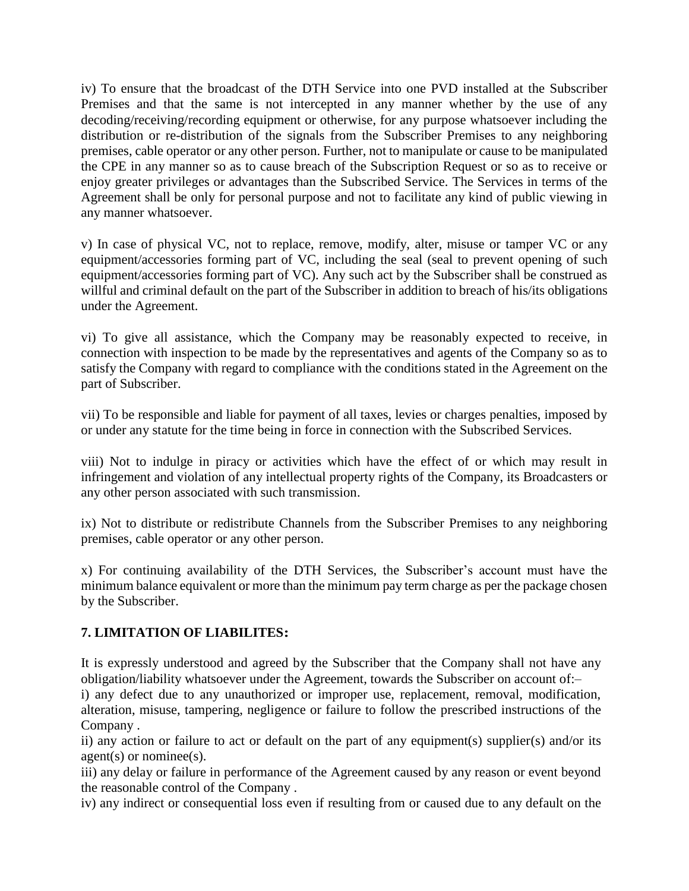iv) To ensure that the broadcast of the DTH Service into one PVD installed at the Subscriber Premises and that the same is not intercepted in any manner whether by the use of any decoding/receiving/recording equipment or otherwise, for any purpose whatsoever including the distribution or re-distribution of the signals from the Subscriber Premises to any neighboring premises, cable operator or any other person. Further, not to manipulate or cause to be manipulated the CPE in any manner so as to cause breach of the Subscription Request or so as to receive or enjoy greater privileges or advantages than the Subscribed Service. The Services in terms of the Agreement shall be only for personal purpose and not to facilitate any kind of public viewing in any manner whatsoever.

v) In case of physical VC, not to replace, remove, modify, alter, misuse or tamper VC or any equipment/accessories forming part of VC, including the seal (seal to prevent opening of such equipment/accessories forming part of VC). Any such act by the Subscriber shall be construed as willful and criminal default on the part of the Subscriber in addition to breach of his/its obligations under the Agreement.

vi) To give all assistance, which the Company may be reasonably expected to receive, in connection with inspection to be made by the representatives and agents of the Company so as to satisfy the Company with regard to compliance with the conditions stated in the Agreement on the part of Subscriber.

vii) To be responsible and liable for payment of all taxes, levies or charges penalties, imposed by or under any statute for the time being in force in connection with the Subscribed Services.

viii) Not to indulge in piracy or activities which have the effect of or which may result in infringement and violation of any intellectual property rights of the Company, its Broadcasters or any other person associated with such transmission.

ix) Not to distribute or redistribute Channels from the Subscriber Premises to any neighboring premises, cable operator or any other person.

x) For continuing availability of the DTH Services, the Subscriber's account must have the minimum balance equivalent or more than the minimum pay term charge as per the package chosen by the Subscriber.

## 7. LIMITATION OF LIABILITES:

It is expressly understood and agreed by the Subscriber that the Company shall not have any obligation/liability whatsoever under the Agreement, towards the Subscriber on account of:–

i) any defect due to any unauthorized or improper use, replacement, removal, modification, alteration, misuse, tampering, negligence or failure to follow the prescribed instructions of the Company .

ii) any action or failure to act or default on the part of any equipment(s) supplier(s) and/or its agent(s) or nominee(s).

iii) any delay or failure in performance of the Agreement caused by any reason or event beyond the reasonable control of the Company .

iv) any indirect or consequential loss even if resulting from or caused due to any default on the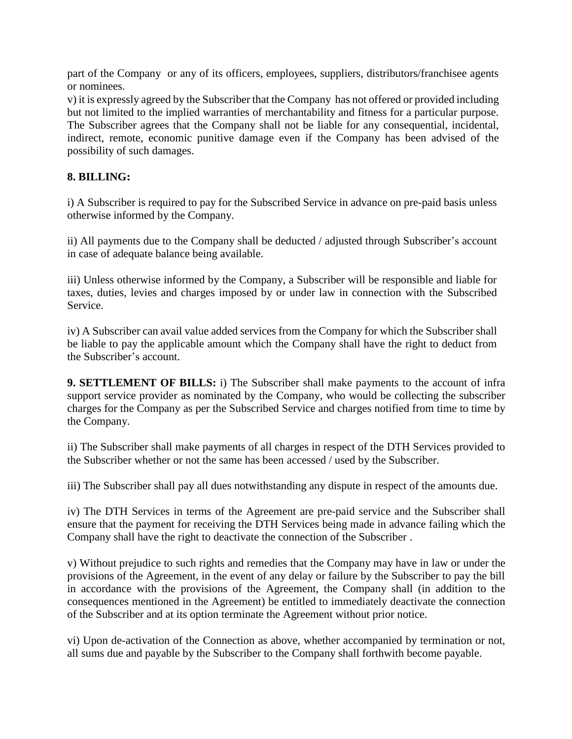part of the Company or any of its officers, employees, suppliers, distributors/franchisee agents or nominees.

v) it is expressly agreed by the Subscriber that the Company has not offered or provided including but not limited to the implied warranties of merchantability and fitness for a particular purpose. The Subscriber agrees that the Company shall not be liable for any consequential, incidental, indirect, remote, economic punitive damage even if the Company has been advised of the possibility of such damages.

**8. BILLING:**

i) A Subscriber is required to pay for the Subscribed Service in advance on pre-paid basis unless otherwise informed by the Company.

ii) All payments due to the Company shall be deducted / adjusted through Subscriber's account in case of adequate balance being available.

iii) Unless otherwise informed by the Company, a Subscriber will be responsible and liable for taxes, duties, levies and charges imposed by or under law in connection with the Subscribed Service.

iv) A Subscriber can avail value added services from the Company for which the Subscriber shall be liable to pay the applicable amount which the Company shall have the right to deduct from the Subscriber's account.

**9. SETTLEMENT OF BILLS:** i) The Subscriber shall make payments to the account of infra support service provider as nominated by the Company, who would be collecting the subscriber charges for the Company as per the Subscribed Service and charges notified from time to time by the Company.

ii) The Subscriber shall make payments of all charges in respect of the DTH Services provided to the Subscriber whether or not the same has been accessed / used by the Subscriber.

iii) The Subscriber shall pay all dues notwithstanding any dispute in respect of the amounts due.

iv) The DTH Services in terms of the Agreement are pre-paid service and the Subscriber shall ensure that the payment for receiving the DTH Services being made in advance failing which the Company shall have the right to deactivate the connection of the Subscriber .

v) Without prejudice to such rights and remedies that the Company may have in law or under the provisions of the Agreement, in the event of any delay or failure by the Subscriber to pay the bill in accordance with the provisions of the Agreement, the Company shall (in addition to the consequences mentioned in the Agreement) be entitled to immediately deactivate the connection of the Subscriber and at its option terminate the Agreement without prior notice.

vi) Upon de-activation of the Connection as above, whether accompanied by termination or not, all sums due and payable by the Subscriber to the Company shall forthwith become payable.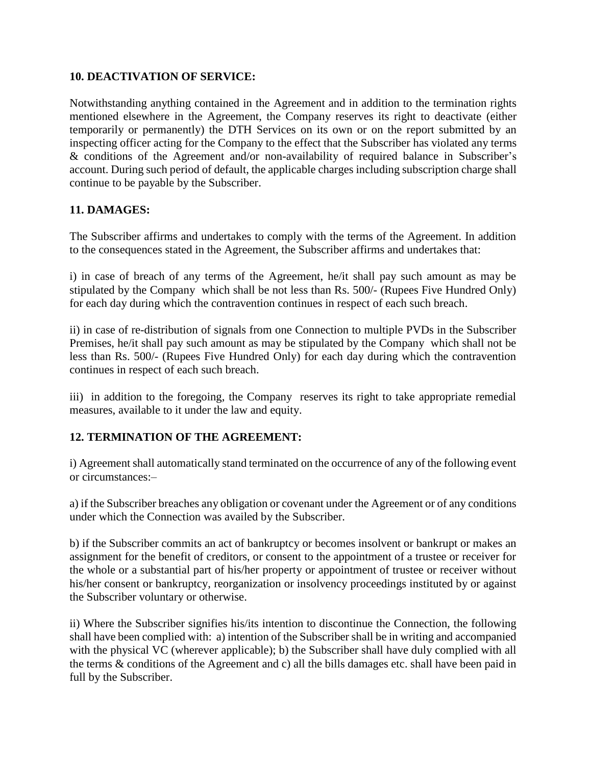**10. DEACTIVATION OF SERVICE:**

Notwithstanding anything contained in the Agreement and in addition to the termination rights mentioned elsewhere in the Agreement, the Company reserves its right to deactivate (either temporarily or permanently) the DTH Services on its own or on the report submitted by an inspecting officer acting for the Company to the effect that the Subscriber has violated any terms & conditions of the Agreement and/or non-availability of required balance in Subscriber's account. During such period of default, the applicable charges including subscription charge shall continue to be payable by the Subscriber.

**11. DAMAGES:**

The Subscriber affirms and undertakes to comply with the terms of the Agreement. In addition to the consequences stated in the Agreement, the Subscriber affirms and undertakes that:

i) in case of breach of any terms of the Agreement, he/it shall pay such amount as may be stipulated by the Company which shall be not less than Rs. 500/- (Rupees Five Hundred Only) for each day during which the contravention continues in respect of each such breach.

ii) in case of re-distribution of signals from one Connection to multiple PVDs in the Subscriber Premises, he/it shall pay such amount as may be stipulated by the Company which shall not be less than Rs. 500/- (Rupees Five Hundred Only) for each day during which the contravention continues in respect of each such breach.

iii) in addition to the foregoing, the Company reserves its right to take appropriate remedial measures, available to it under the law and equity.

**12. TERMINATION OF THE AGREEMENT:**

i) Agreement shall automatically stand terminated on the occurrence of any of the following event or circumstances:–

a) if the Subscriber breaches any obligation or covenant under the Agreement or of any conditions under which the Connection was availed by the Subscriber.

b) if the Subscriber commits an act of bankruptcy or becomes insolvent or bankrupt or makes an assignment for the benefit of creditors, or consent to the appointment of a trustee or receiver for the whole or a substantial part of his/her property or appointment of trustee or receiver without his/her consent or bankruptcy, reorganization or insolvency proceedings instituted by or against the Subscriber voluntary or otherwise.

ii) Where the Subscriber signifies his/its intention to discontinue the Connection, the following shall have been complied with: a) intention of the Subscriber shall be in writing and accompanied with the physical VC (wherever applicable); b) the Subscriber shall have duly complied with all the terms & conditions of the Agreement and c) all the bills damages etc. shall have been paid in full by the Subscriber.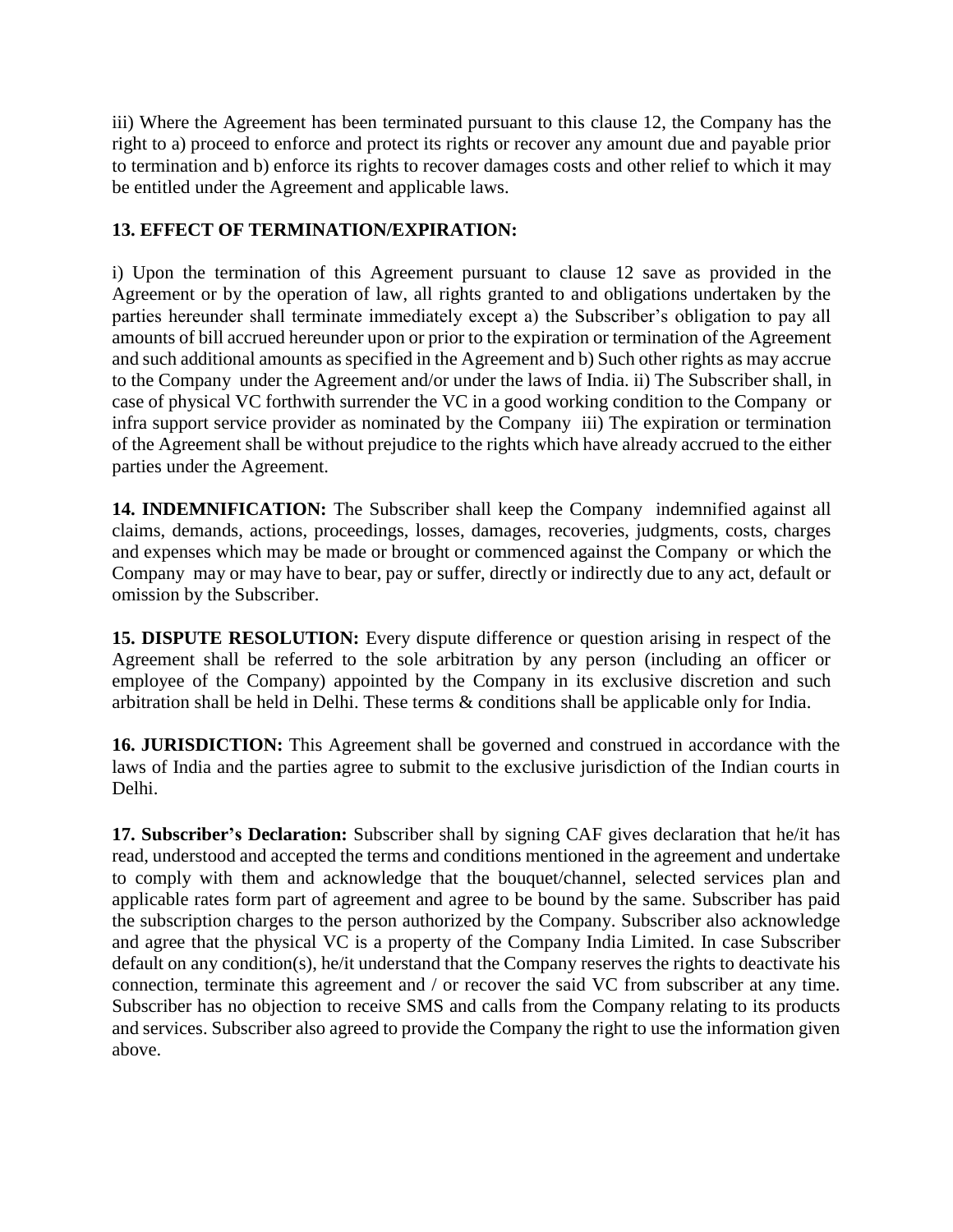iii) Where the Agreement has been terminated pursuant to this clause 12, the Company has the right to a) proceed to enforce and protect its rights or recover any amount due and payable prior to termination and b) enforce its rights to recover damages costs and other relief to which it may be entitled under the Agreement and applicable laws.

**13. EFFECT OF TERMINATION/EXPIRATION:**

i) Upon the termination of this Agreement pursuant to clause 12 save as provided in the Agreement or by the operation of law, all rights granted to and obligations undertaken by the parties hereunder shall terminate immediately except a) the Subscriber's obligation to pay all amounts of bill accrued hereunder upon or prior to the expiration or termination of the Agreement and such additional amounts as specified in the Agreement and b) Such other rights as may accrue to the Company under the Agreement and/or under the laws of India. ii) The Subscriber shall, in case of physical VC forthwith surrender the VC in a good working condition to the Company or infra support service provider as nominated by the Company iii) The expiration or termination of the Agreement shall be without prejudice to the rights which have already accrued to the either parties under the Agreement.

**14. INDEMNIFICATION:** The Subscriber shall keep the Company indemnified against all claims, demands, actions, proceedings, losses, damages, recoveries, judgments, costs, charges and expenses which may be made or brought or commenced against the Company or which the Company may or may have to bear, pay or suffer, directly or indirectly due to any act, default or omission by the Subscriber.

**15. DISPUTE RESOLUTION:** Every dispute difference or question arising in respect of the Agreement shall be referred to the sole arbitration by any person (including an officer or employee of the Company) appointed by the Company in its exclusive discretion and such arbitration shall be held in Delhi. These terms & conditions shall be applicable only for India.

**16. JURISDICTION:** This Agreement shall be governed and construed in accordance with the laws of India and the parties agree to submit to the exclusive jurisdiction of the Indian courts in Delhi.

**17. Subscriber's Declaration:** Subscriber shall by signing CAF gives declaration that he/it has read, understood and accepted the terms and conditions mentioned in the agreement and undertake to comply with them and acknowledge that the bouquet/channel, selected services plan and applicable rates form part of agreement and agree to be bound by the same. Subscriber has paid the subscription charges to the person authorized by the Company. Subscriber also acknowledge and agree that the physical VC is a property of the Company India Limited. In case Subscriber default on any condition(s), he/it understand that the Company reserves the rights to deactivate his connection, terminate this agreement and / or recover the said VC from subscriber at any time. Subscriber has no objection to receive SMS and calls from the Company relating to its products and services. Subscriber also agreed to provide the Company the right to use the information given above.